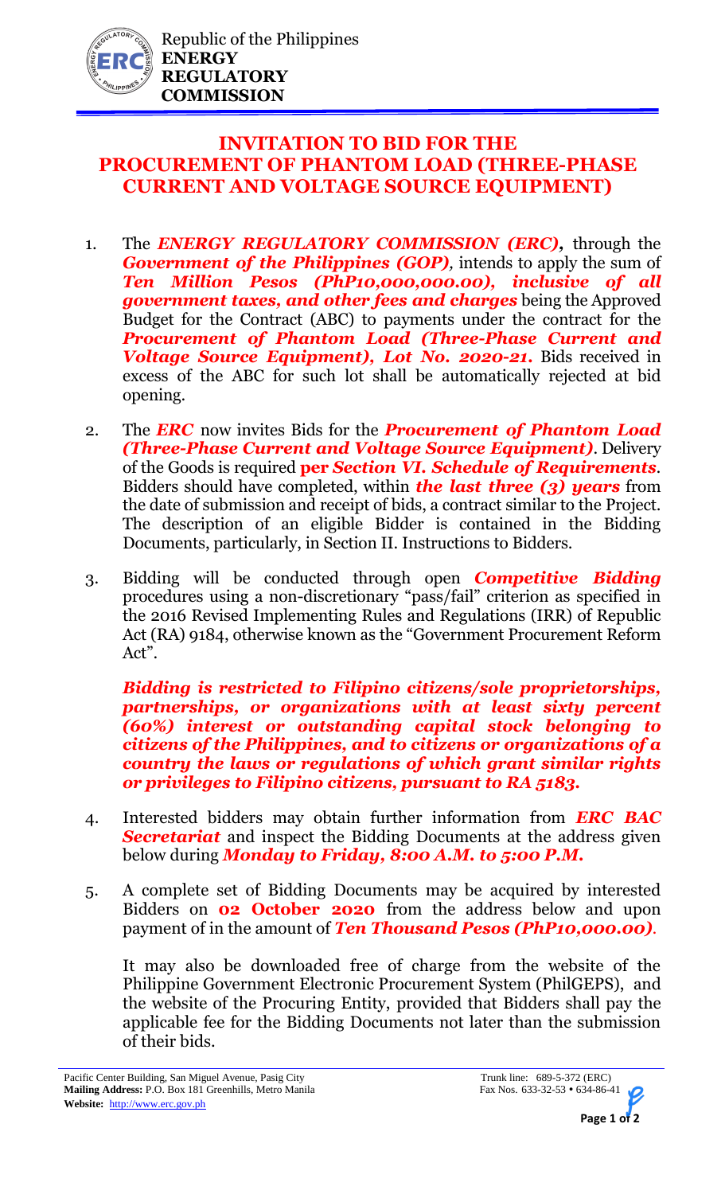Republic of the Philippines
**ENERGY REGULATORY COMMISSION**

# INVITATION TO BID FOR THE PROCUREMENT OF PHANTOM LOAD (THREE-PHASE CURRENT AND VOLTAGE SOURCE EQUIPMENT)

1. The ***ENERGY REGULATORY COMMISSION (ERC),*** through the ***Government of the Philippines (GOP),*** intends to apply the sum of ***Ten Million Pesos (PhP10,000,000.00), inclusive of all government taxes, and other fees and charges*** being the Approved Budget for the Contract (ABC) to payments under the contract for the ***Procurement of Phantom Load (Three-Phase Current and Voltage Source Equipment), Lot No. 2020-21.*** Bids received in excess of the ABC for such lot shall be automatically rejected at bid opening.

2. The ***ERC*** now invites Bids for the ***Procurement of Phantom Load (Three-Phase Current and Voltage Source Equipment)***. Delivery of the Goods is required **per *Section VI. Schedule of Requirements***. Bidders should have completed, within ***the last three (3) years*** from the date of submission and receipt of bids, a contract similar to the Project. The description of an eligible Bidder is contained in the Bidding Documents, particularly, in Section II. Instructions to Bidders.

3. Bidding will be conducted through open ***Competitive Bidding*** procedures using a non-discretionary "pass/fail" criterion as specified in the 2016 Revised Implementing Rules and Regulations (IRR) of Republic Act (RA) 9184, otherwise known as the "Government Procurement Reform Act".

   ***Bidding is restricted to Filipino citizens/sole proprietorships, partnerships, or organizations with at least sixty percent (60%) interest or outstanding capital stock belonging to citizens of the Philippines, and to citizens or organizations of a country the laws or regulations of which grant similar rights or privileges to Filipino citizens, pursuant to RA 5183.***

4. Interested bidders may obtain further information from ***ERC BAC Secretariat*** and inspect the Bidding Documents at the address given below during ***Monday to Friday, 8:00 A.M. to 5:00 P.M.***

5. A complete set of Bidding Documents may be acquired by interested Bidders on **02 October 2020** from the address below and upon payment of in the amount of ***Ten Thousand Pesos (PhP10,000.00)***.

   It may also be downloaded free of charge from the website of the Philippine Government Electronic Procurement System (PhilGEPS), and the website of the Procuring Entity, provided that Bidders shall pay the applicable fee for the Bidding Documents not later than the submission of their bids.

Pacific Center Building, San Miguel Avenue, Pasig City
**Mailing Address:** P.O. Box 181 Greenhills, Metro Manila
**Website:** http://www.erc.gov.ph

Trunk line: 689-5-372 (ERC)
Fax Nos. 633-32-53 • 634-86-41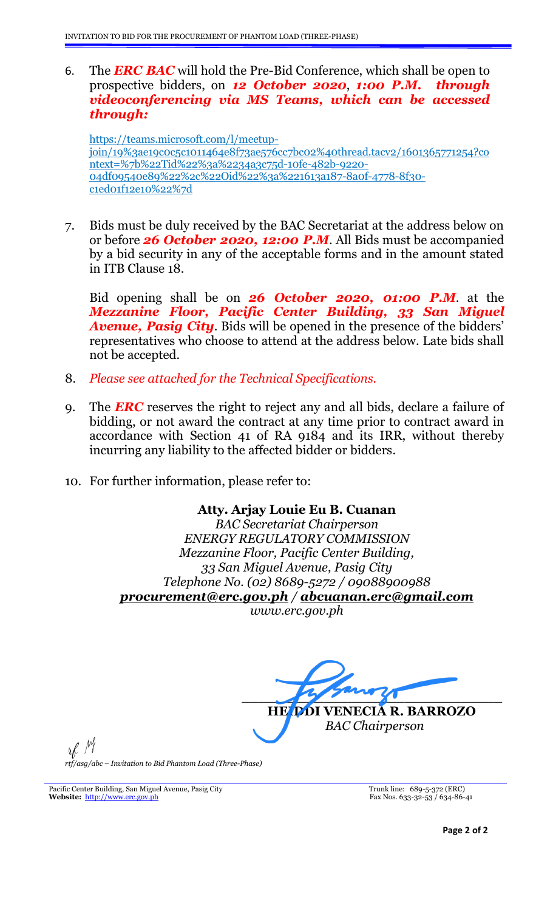6. The ***ERC BAC*** will hold the Pre-Bid Conference, which shall be open to prospective bidders, on ***12 October 2020***, ***1:00 P.M. through videoconferencing via MS Teams, which can be accessed through:***

   https://teams.microsoft.com/l/meetup-join/19%3ae19c0c5c1011464e8f73ae576cc7bc02%40thread.tacv2/1601365771254?context=%7b%22Tid%22%3a%2234a3c75d-10fe-482b-9220-04df09540e89%22%2c%22Oid%22%3a%221613a187-8a0f-4778-8f30-c1ed01f12e10%22%7d

7. Bids must be duly received by the BAC Secretariat at the address below on or before ***26 October 2020, 12:00 P.M***. All Bids must be accompanied by a bid security in any of the acceptable forms and in the amount stated in ITB Clause 18.

   Bid opening shall be on ***26 October 2020, 01:00 P.M***. at the ***Mezzanine Floor, Pacific Center Building, 33 San Miguel Avenue, Pasig City***. Bids will be opened in the presence of the bidders' representatives who choose to attend at the address below. Late bids shall not be accepted.

8. *Please see attached for the Technical Specifications.*

9. The ***ERC*** reserves the right to reject any and all bids, declare a failure of bidding, or not award the contract at any time prior to contract award in accordance with Section 41 of RA 9184 and its IRR, without thereby incurring any liability to the affected bidder or bidders.

10. For further information, please refer to:

**Atty. Arjay Louie Eu B. Cuanan**
*BAC Secretariat Chairperson*
*ENERGY REGULATORY COMMISSION*
*Mezzanine Floor, Pacific Center Building,*
*33 San Miguel Avenue, Pasig City*
*Telephone No. (02) 8689-5272 / 09088900988*
***procurement@erc.gov.ph*** / ***abcuanan.erc@gmail.com***
*www.erc.gov.ph*

**HEIDDI VENECIA R. BARROZO**
*BAC Chairperson*

*rtf/asg/abc – Invitation to Bid Phantom Load (Three-Phase)*

Pacific Center Building, San Miguel Avenue, Pasig City
**Website:** http://www.erc.gov.ph

Trunk line: 689-5-372 (ERC)
Fax Nos. 633-32-53 / 634-86-41